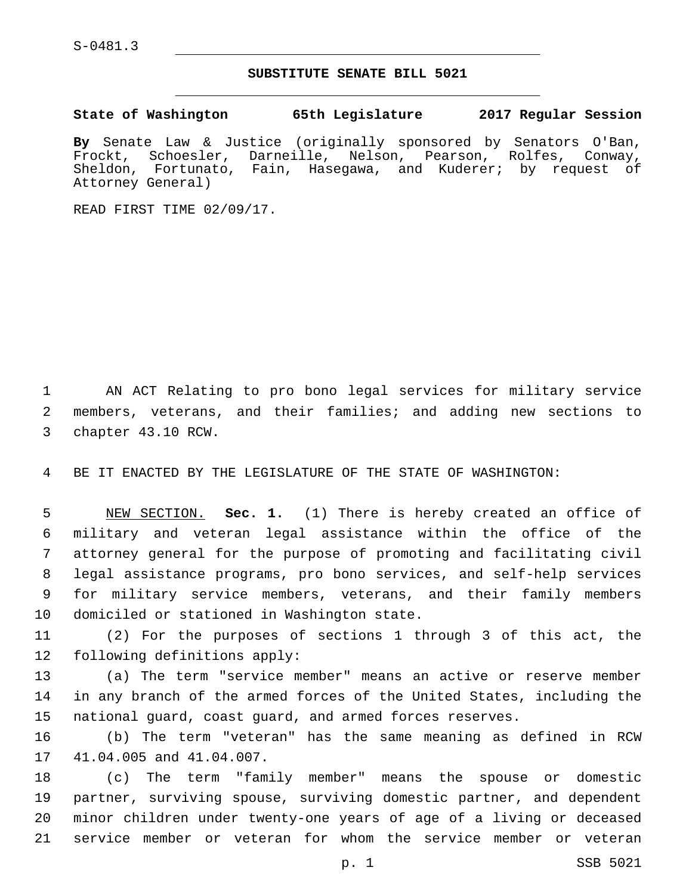S-0481.3

## SUBSTITUTE SENATE BILL 5021

**State of Washington 65th Legislature 2017 Regular Session**

**By** Senate Law & Justice (originally sponsored by Senators O'Ban, Frockt, Schoesler, Darneille, Nelson, Pearson, Rolfes, Conway, Sheldon, Fortunato, Fain, Hasegawa, and Kuderer; by request of Attorney General)

READ FIRST TIME 02/09/17.

AN ACT Relating to pro bono legal services for military service members, veterans, and their families; and adding new sections to chapter 43.10 RCW.

BE IT ENACTED BY THE LEGISLATURE OF THE STATE OF WASHINGTON:

NEW SECTION. **Sec. 1.** (1) There is hereby created an office of military and veteran legal assistance within the office of the attorney general for the purpose of promoting and facilitating civil legal assistance programs, pro bono services, and self-help services for military service members, veterans, and their family members domiciled or stationed in Washington state.

(2) For the purposes of sections 1 through 3 of this act, the following definitions apply:

(a) The term "service member" means an active or reserve member in any branch of the armed forces of the United States, including the national guard, coast guard, and armed forces reserves.

(b) The term "veteran" has the same meaning as defined in RCW 41.04.005 and 41.04.007.

(c) The term "family member" means the spouse or domestic partner, surviving spouse, surviving domestic partner, and dependent minor children under twenty-one years of age of a living or deceased service member or veteran for whom the service member or veteran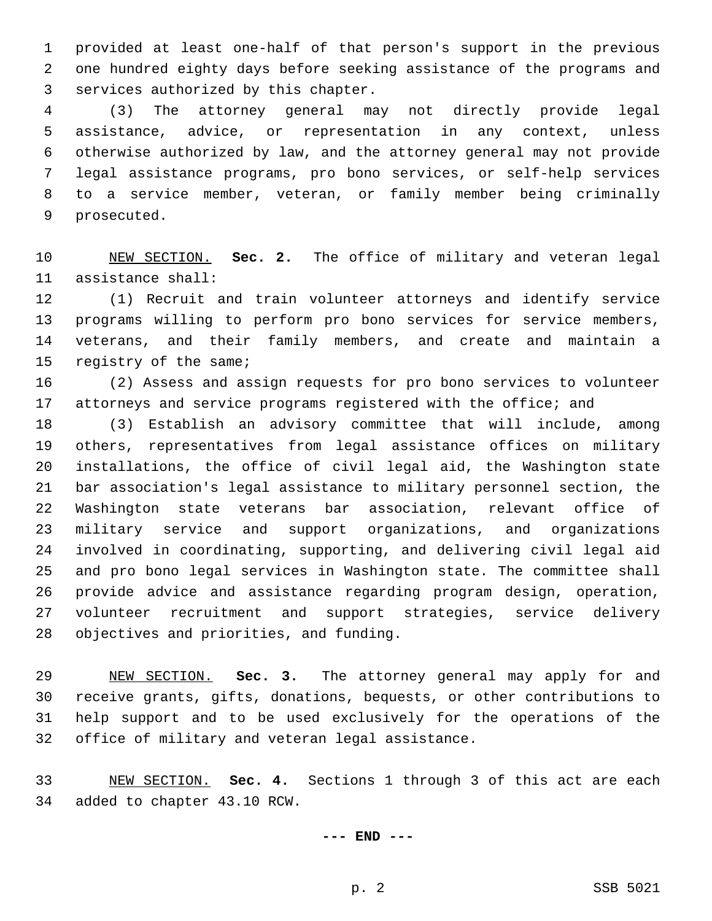provided at least one-half of that person's support in the previous one hundred eighty days before seeking assistance of the programs and services authorized by this chapter.

(3) The attorney general may not directly provide legal assistance, advice, or representation in any context, unless otherwise authorized by law, and the attorney general may not provide legal assistance programs, pro bono services, or self-help services to a service member, veteran, or family member being criminally prosecuted.

NEW SECTION. **Sec. 2.** The office of military and veteran legal assistance shall:

(1) Recruit and train volunteer attorneys and identify service programs willing to perform pro bono services for service members, veterans, and their family members, and create and maintain a registry of the same;

(2) Assess and assign requests for pro bono services to volunteer attorneys and service programs registered with the office; and

(3) Establish an advisory committee that will include, among others, representatives from legal assistance offices on military installations, the office of civil legal aid, the Washington state bar association's legal assistance to military personnel section, the Washington state veterans bar association, relevant office of military service and support organizations, and organizations involved in coordinating, supporting, and delivering civil legal aid and pro bono legal services in Washington state. The committee shall provide advice and assistance regarding program design, operation, volunteer recruitment and support strategies, service delivery objectives and priorities, and funding.

NEW SECTION. **Sec. 3.** The attorney general may apply for and receive grants, gifts, donations, bequests, or other contributions to help support and to be used exclusively for the operations of the office of military and veteran legal assistance.

NEW SECTION. **Sec. 4.** Sections 1 through 3 of this act are each added to chapter 43.10 RCW.

**--- END ---**